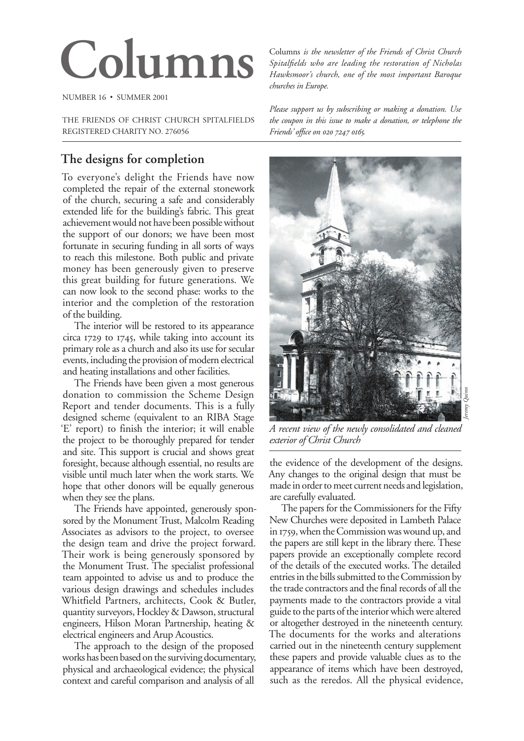# Columns

NUMBER 16 • SUMMER 2001

THE FRIENDS OF CHRIST CHURCH SPITALFIELDS
REGISTERED CHARITY NO. 276056

Columns *is the newsletter of the Friends of Christ Church Spitalfields who are leading the restoration of Nicholas Hawksmoor's church, one of the most important Baroque churches in Europe.*

*Please support us by subscribing or making a donation. Use the coupon in this issue to make a donation, or telephone the Friends' office on 020 7247 0165.*

## The designs for completion

To everyone's delight the Friends have now completed the repair of the external stonework of the church, securing a safe and considerably extended life for the building's fabric. This great achievement would not have been possible without the support of our donors; we have been most fortunate in securing funding in all sorts of ways to reach this milestone. Both public and private money has been generously given to preserve this great building for future generations. We can now look to the second phase: works to the interior and the completion of the restoration of the building.

The interior will be restored to its appearance circa 1729 to 1745, while taking into account its primary role as a church and also its use for secular events, including the provision of modern electrical and heating installations and other facilities.

The Friends have been given a most generous donation to commission the Scheme Design Report and tender documents. This is a fully designed scheme (equivalent to an RIBA Stage 'E' report) to finish the interior; it will enable the project to be thoroughly prepared for tender and site. This support is crucial and shows great foresight, because although essential, no results are visible until much later when the work starts. We hope that other donors will be equally generous when they see the plans.

The Friends have appointed, generously sponsored by the Monument Trust, Malcolm Reading Associates as advisors to the project, to oversee the design team and drive the project forward. Their work is being generously sponsored by the Monument Trust. The specialist professional team appointed to advise us and to produce the various design drawings and schedules includes Whitfield Partners, architects, Cook & Butler, quantity surveyors, Hockley & Dawson, structural engineers, Hilson Moran Partnership, heating & electrical engineers and Arup Acoustics.

The approach to the design of the proposed works has been based on the surviving documentary, physical and archaeological evidence; the physical context and careful comparison and analysis of all the evidence of the development of the designs. Any changes to the original design that must be made in order to meet current needs and legislation, are carefully evaluated.

*Jeremy Quinn*

*A recent view of the newly consolidated and cleaned exterior of Christ Church*

The papers for the Commissioners for the Fifty New Churches were deposited in Lambeth Palace in 1759, when the Commission was wound up, and the papers are still kept in the library there. These papers provide an exceptionally complete record of the details of the executed works. The detailed entries in the bills submitted to the Commission by the trade contractors and the final records of all the payments made to the contractors provide a vital guide to the parts of the interior which were altered or altogether destroyed in the nineteenth century. The documents for the works and alterations carried out in the nineteenth century supplement these papers and provide valuable clues as to the appearance of items which have been destroyed, such as the reredos. All the physical evidence,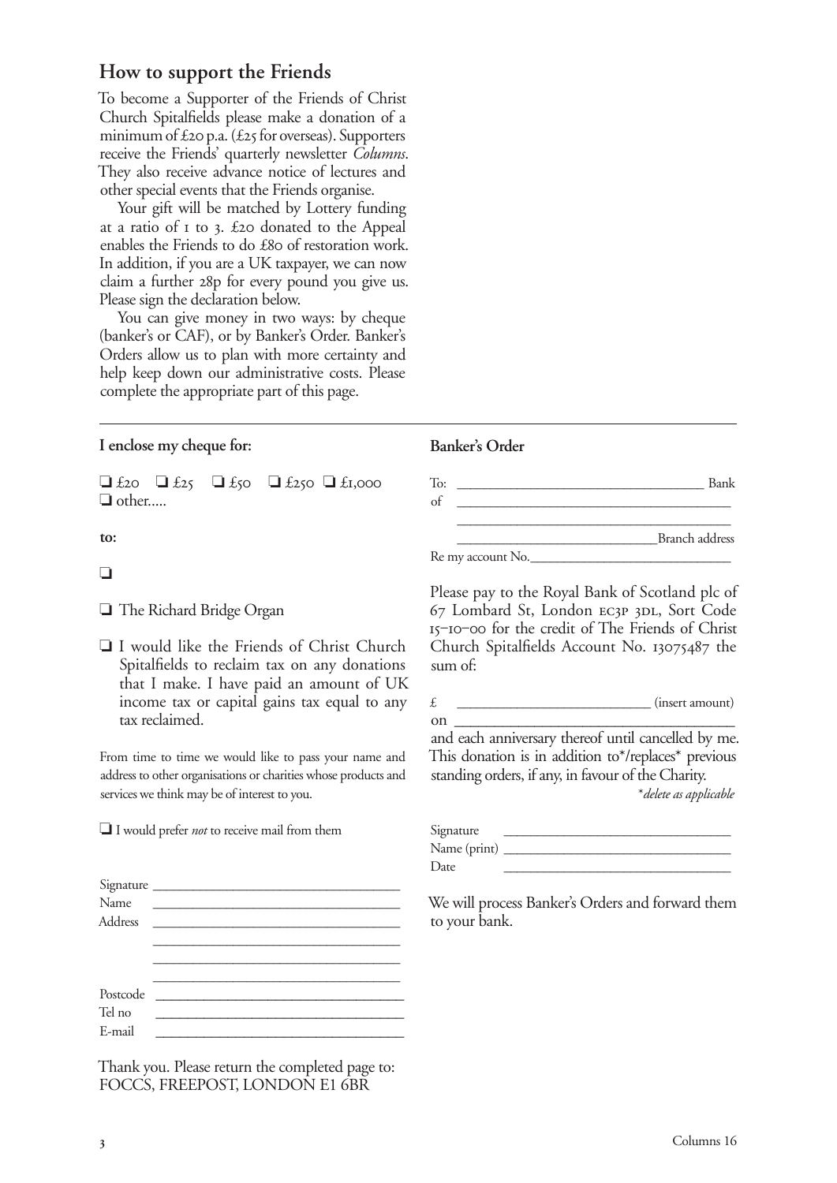## How to support the Friends

To become a Supporter of the Friends of Christ Church Spitalfields please make a donation of a minimum of £20 p.a. (£25 for overseas). Supporters receive the Friends' quarterly newsletter *Columns*. They also receive advance notice of lectures and other special events that the Friends organise.

Your gift will be matched by Lottery funding at a ratio of 1 to 3. £20 donated to the Appeal enables the Friends to do £80 of restoration work. In addition, if you are a UK taxpayer, we can now claim a further 28p for every pound you give us. Please sign the declaration below.

You can give money in two ways: by cheque (banker's or CAF), or by Banker's Order. Banker's Orders allow us to plan with more certainty and help keep down our administrative costs. Please complete the appropriate part of this page.

---

**I enclose my cheque for:**

❏ £20 ❏ £25 ❏ £50 ❏ £250 ❏ £1,000
❏ other.....

**to:**

❏

❏ The Richard Bridge Organ

❏ I would like the Friends of Christ Church Spitalfields to reclaim tax on any donations that I make. I have paid an amount of UK income tax or capital gains tax equal to any tax reclaimed.

From time to time we would like to pass your name and address to other organisations or charities whose products and services we think may be of interest to you.

❏ I would prefer *not* to receive mail from them

Signature \_\_\_\_\_\_\_\_\_\_\_\_\_\_\_\_\_\_\_\_\_\_\_\_\_\_\_\_
Name \_\_\_\_\_\_\_\_\_\_\_\_\_\_\_\_\_\_\_\_\_\_\_\_\_\_\_\_
Address \_\_\_\_\_\_\_\_\_\_\_\_\_\_\_\_\_\_\_\_\_\_\_\_\_\_\_\_
\_\_\_\_\_\_\_\_\_\_\_\_\_\_\_\_\_\_\_\_\_\_\_\_\_\_\_\_
\_\_\_\_\_\_\_\_\_\_\_\_\_\_\_\_\_\_\_\_\_\_\_\_\_\_\_\_
\_\_\_\_\_\_\_\_\_\_\_\_\_\_\_\_\_\_\_\_\_\_\_\_\_\_\_\_
Postcode \_\_\_\_\_\_\_\_\_\_\_\_\_\_\_\_\_\_\_\_\_\_\_\_\_\_\_\_
Tel no \_\_\_\_\_\_\_\_\_\_\_\_\_\_\_\_\_\_\_\_\_\_\_\_\_\_\_\_
E-mail \_\_\_\_\_\_\_\_\_\_\_\_\_\_\_\_\_\_\_\_\_\_\_\_\_\_\_\_

Thank you. Please return the completed page to:
FOCCS, FREEPOST, LONDON E1 6BR

**Banker's Order**

To: \_\_\_\_\_\_\_\_\_\_\_\_\_\_\_\_\_\_\_\_\_\_\_\_\_\_\_\_ Bank
of \_\_\_\_\_\_\_\_\_\_\_\_\_\_\_\_\_\_\_\_\_\_\_\_\_\_\_\_
\_\_\_\_\_\_\_\_\_\_\_\_\_\_\_\_\_\_\_\_\_\_\_\_\_\_\_\_
\_\_\_\_\_\_\_\_\_\_\_\_\_\_\_\_\_\_\_\_\_\_\_\_\_\_\_\_ Branch address
Re my account No.\_\_\_\_\_\_\_\_\_\_\_\_\_\_\_\_\_\_\_\_\_\_\_\_\_\_\_\_

Please pay to the Royal Bank of Scotland plc of 67 Lombard St, London EC3P 3DL, Sort Code 15–10–00 for the credit of The Friends of Christ Church Spitalfields Account No. 13075487 the sum of:

£ \_\_\_\_\_\_\_\_\_\_\_\_\_\_\_\_\_\_\_\_\_\_\_\_\_\_\_\_ (insert amount)
on \_\_\_\_\_\_\_\_\_\_\_\_\_\_\_\_\_\_\_\_\_\_\_\_\_\_\_\_
and each anniversary thereof until cancelled by me. This donation is in addition to*/replaces* previous standing orders, if any, in favour of the Charity.

*\*delete as applicable*

Signature \_\_\_\_\_\_\_\_\_\_\_\_\_\_\_\_\_\_\_\_\_\_\_\_\_\_\_\_
Name (print) \_\_\_\_\_\_\_\_\_\_\_\_\_\_\_\_\_\_\_\_\_\_\_\_\_\_\_\_
Date \_\_\_\_\_\_\_\_\_\_\_\_\_\_\_\_\_\_\_\_\_\_\_\_\_\_\_\_

We will process Banker's Orders and forward them to your bank.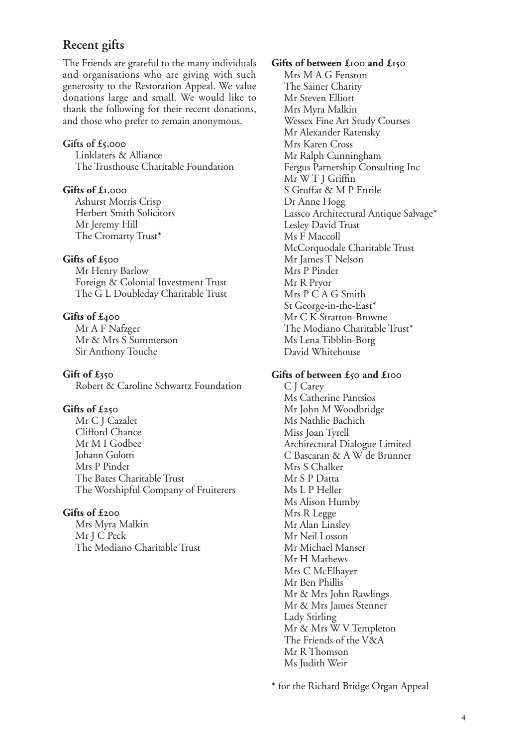## Recent gifts

The Friends are grateful to the many individuals and organisations who are giving with such generosity to the Restoration Appeal. We value donations large and small. We would like to thank the following for their recent donations, and those who prefer to remain anonymous.

**Gifts of £5,000**

Linklaters & Alliance
The Trusthouse Charitable Foundation

**Gifts of £1,000**

Ashurst Morris Crisp
Herbert Smith Solicitors
Mr Jeremy Hill
The Cromarty Trust*

**Gifts of £500**

Mr Henry Barlow
Foreign & Colonial Investment Trust
The G L Doubleday Charitable Trust

**Gifts of £400**

Mr A F Nafzger
Mr & Mrs S Summerson
Sir Anthony Touche

**Gift of £350**

Robert & Caroline Schwartz Foundation

**Gifts of £250**

Mr C J Cazalet
Clifford Chance
Mr M I Godbee
Johann Gulotti
Mrs P Pinder
The Bates Charitable Trust
The Worshipful Company of Fruiterers

**Gifts of £200**

Mrs Myra Malkin
Mr J C Peck
The Modiano Charitable Trust

**Gifts of between £100 and £150**

Mrs M A G Fenston
The Sainer Charity
Mr Steven Elliott
Mrs Myra Malkin
Wessex Fine Art Study Courses
Mr Alexander Ratensky
Mrs Karen Cross
Mr Ralph Cunningham
Fergus Parnership Consulting Inc
Mr W T J Griffin
S Gruffat & M P Enrile
Dr Anne Hogg
Lassco Architectural Antique Salvage*
Lesley David Trust
Ms F Maccoll
McCorquodale Charitable Trust
Mr James T Nelson
Mrs P Pinder
Mr R Pryor
Mrs P C A G Smith
St George-in-the-East*
Mr C K Stratton-Browne
The Modiano Charitable Trust*
Ms Lena Tibblin-Borg
David Whitehouse

**Gifts of between £50 and £100**

C J Carey
Ms Catherine Pantsios
Mr John M Woodbridge
Ms Nathlie Bachich
Miss Joan Tyrell
Architectural Dialogue Limited
C Bascaran & A W de Brunner
Mrs S Chalker
Mr S P Datta
Ms L P Heller
Ms Alison Humby
Mrs R Legge
Mr Alan Linsley
Mr Neil Losson
Mr Michael Manser
Mr H Mathews
Mrs C McElhayer
Mr Ben Phillis
Mr & Mrs John Rawlings
Mr & Mrs James Stenner
Lady Stirling
Mr & Mrs W V Templeton
The Friends of the V&A
Mr R Thomson
Ms Judith Weir

* for the Richard Bridge Organ Appeal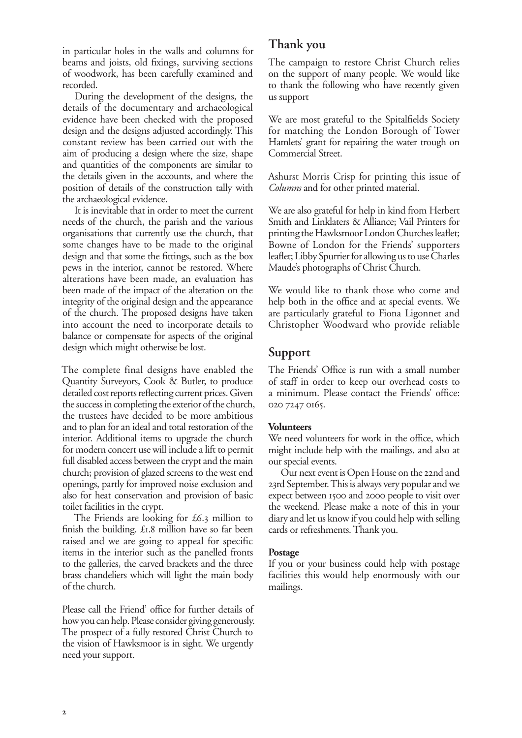in particular holes in the walls and columns for beams and joists, old fixings, surviving sections of woodwork, has been carefully examined and recorded.

During the development of the designs, the details of the documentary and archaeological evidence have been checked with the proposed design and the designs adjusted accordingly. This constant review has been carried out with the aim of producing a design where the size, shape and quantities of the components are similar to the details given in the accounts, and where the position of details of the construction tally with the archaeological evidence.

It is inevitable that in order to meet the current needs of the church, the parish and the various organisations that currently use the church, that some changes have to be made to the original design and that some the fittings, such as the box pews in the interior, cannot be restored. Where alterations have been made, an evaluation has been made of the impact of the alteration on the integrity of the original design and the appearance of the church. The proposed designs have taken into account the need to incorporate details to balance or compensate for aspects of the original design which might otherwise be lost.

The complete final designs have enabled the Quantity Surveyors, Cook & Butler, to produce detailed cost reports reflecting current prices. Given the success in completing the exterior of the church, the trustees have decided to be more ambitious and to plan for an ideal and total restoration of the interior. Additional items to upgrade the church for modern concert use will include a lift to permit full disabled access between the crypt and the main church; provision of glazed screens to the west end openings, partly for improved noise exclusion and also for heat conservation and provision of basic toilet facilities in the crypt.

The Friends are looking for £6.3 million to finish the building. £1.8 million have so far been raised and we are going to appeal for specific items in the interior such as the panelled fronts to the galleries, the carved brackets and the three brass chandeliers which will light the main body of the church.

Please call the Friend' office for further details of how you can help. Please consider giving generously. The prospect of a fully restored Christ Church to the vision of Hawksmoor is in sight. We urgently need your support.

## Thank you

The campaign to restore Christ Church relies on the support of many people. We would like to thank the following who have recently given us support

We are most grateful to the Spitalfields Society for matching the London Borough of Tower Hamlets' grant for repairing the water trough on Commercial Street.

Ashurst Morris Crisp for printing this issue of *Columns* and for other printed material.

We are also grateful for help in kind from Herbert Smith and Linklaters & Alliance; Vail Printers for printing the Hawksmoor London Churches leaflet; Bowne of London for the Friends' supporters leaflet; Libby Spurrier for allowing us to use Charles Maude's photographs of Christ Church.

We would like to thank those who come and help both in the office and at special events. We are particularly grateful to Fiona Ligonnet and Christopher Woodward who provide reliable

## Support

The Friends' Office is run with a small number of staff in order to keep our overhead costs to a minimum. Please contact the Friends' office: 020 7247 0165.

**Volunteers**

We need volunteers for work in the office, which might include help with the mailings, and also at our special events.

Our next event is Open House on the 22nd and 23rd September. This is always very popular and we expect between 1500 and 2000 people to visit over the weekend. Please make a note of this in your diary and let us know if you could help with selling cards or refreshments. Thank you.

**Postage**

If you or your business could help with postage facilities this would help enormously with our mailings.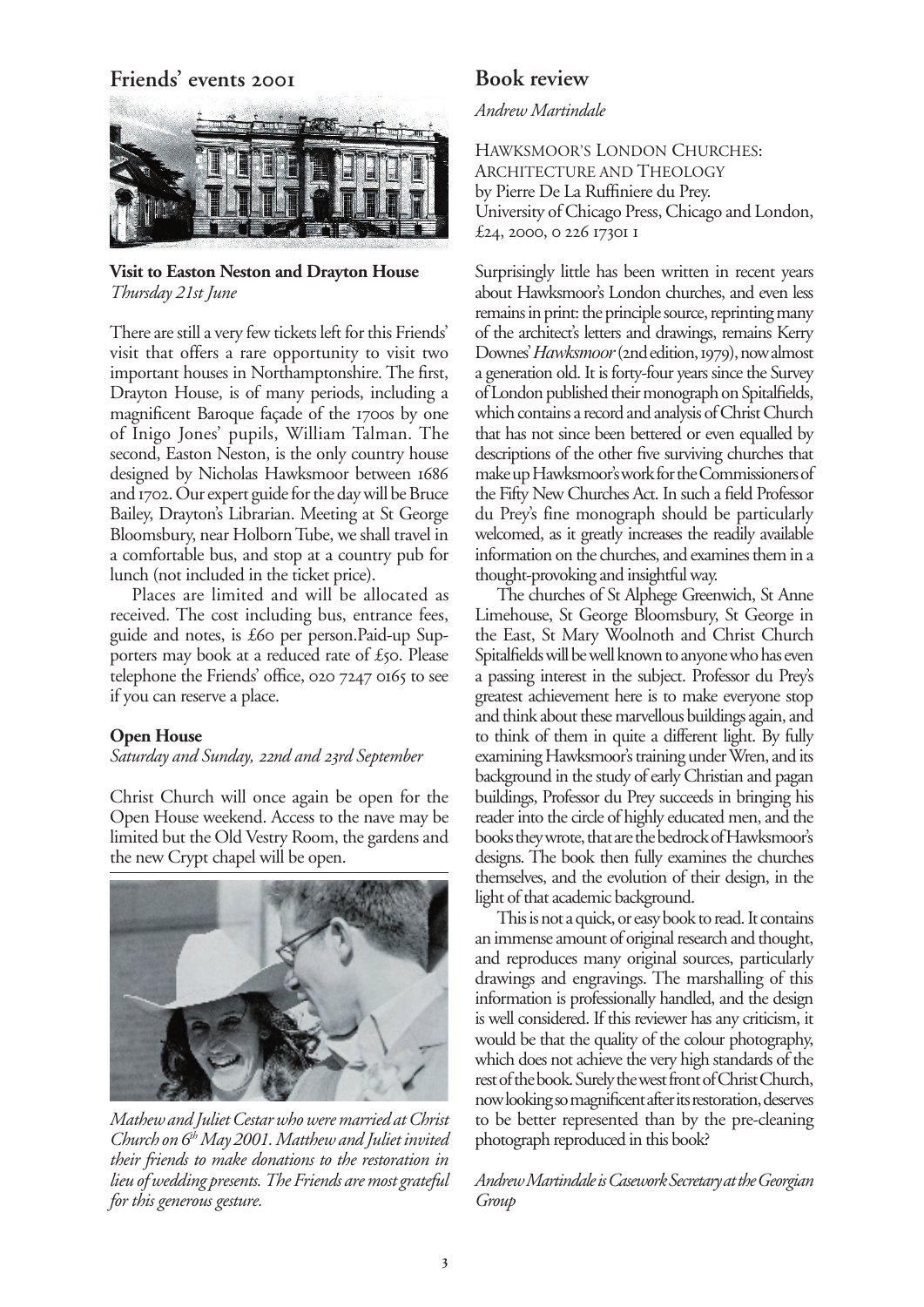## Friends' events 2001

**Visit to Easton Neston and Drayton House**
*Thursday 21st June*

There are still a very few tickets left for this Friends' visit that offers a rare opportunity to visit two important houses in Northamptonshire. The first, Drayton House, is of many periods, including a magnificent Baroque façade of the 1700s by one of Inigo Jones' pupils, William Talman. The second, Easton Neston, is the only country house designed by Nicholas Hawksmoor between 1686 and 1702. Our expert guide for the day will be Bruce Bailey, Drayton's Librarian. Meeting at St George Bloomsbury, near Holborn Tube, we shall travel in a comfortable bus, and stop at a country pub for lunch (not included in the ticket price).

Places are limited and will be allocated as received. The cost including bus, entrance fees, guide and notes, is £60 per person.Paid-up Supporters may book at a reduced rate of £50. Please telephone the Friends' office, 020 7247 0165 to see if you can reserve a place.

**Open House**
*Saturday and Sunday, 22nd and 23rd September*

Christ Church will once again be open for the Open House weekend. Access to the nave may be limited but the Old Vestry Room, the gardens and the new Crypt chapel will be open.

*Mathew and Juliet Cestar who were married at Christ Church on 6th May 2001. Matthew and Juliet invited their friends to make donations to the restoration in lieu of wedding presents. The Friends are most grateful for this generous gesture.*

## Book review

*Andrew Martindale*

HAWKSMOOR'S LONDON CHURCHES:
ARCHITECTURE AND THEOLOGY
by Pierre De La Ruffiniere du Prey.
University of Chicago Press, Chicago and London, £24, 2000, 0 226 17301 1

Surprisingly little has been written in recent years about Hawksmoor's London churches, and even less remains in print: the principle source, reprinting many of the architect's letters and drawings, remains Kerry Downes' *Hawksmoor* (2nd edition, 1979), now almost a generation old. It is forty-four years since the Survey of London published their monograph on Spitalfields, which contains a record and analysis of Christ Church that has not since been bettered or even equalled by descriptions of the other five surviving churches that make up Hawksmoor's work for the Commissioners of the Fifty New Churches Act. In such a field Professor du Prey's fine monograph should be particularly welcomed, as it greatly increases the readily available information on the churches, and examines them in a thought-provoking and insightful way.

The churches of St Alphege Greenwich, St Anne Limehouse, St George Bloomsbury, St George in the East, St Mary Woolnoth and Christ Church Spitalfields will be well known to anyone who has even a passing interest in the subject. Professor du Prey's greatest achievement here is to make everyone stop and think about these marvellous buildings again, and to think of them in quite a different light. By fully examining Hawksmoor's training under Wren, and its background in the study of early Christian and pagan buildings, Professor du Prey succeeds in bringing his reader into the circle of highly educated men, and the books they wrote, that are the bedrock of Hawksmoor's designs. The book then fully examines the churches themselves, and the evolution of their design, in the light of that academic background.

This is not a quick, or easy book to read. It contains an immense amount of original research and thought, and reproduces many original sources, particularly drawings and engravings. The marshalling of this information is professionally handled, and the design is well considered. If this reviewer has any criticism, it would be that the quality of the colour photography, which does not achieve the very high standards of the rest of the book. Surely the west front of Christ Church, now looking so magnificent after its restoration, deserves to be better represented than by the pre-cleaning photograph reproduced in this book?

*Andrew Martindale is Casework Secretary at the Georgian Group*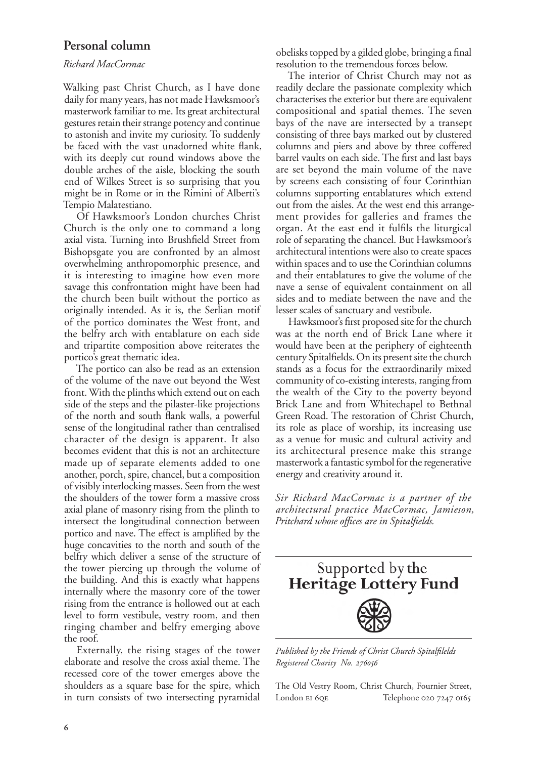## Personal column

*Richard MacCormac*

Walking past Christ Church, as I have done daily for many years, has not made Hawksmoor's masterwork familiar to me. Its great architectural gestures retain their strange potency and continue to astonish and invite my curiosity. To suddenly be faced with the vast unadorned white flank, with its deeply cut round windows above the double arches of the aisle, blocking the south end of Wilkes Street is so surprising that you might be in Rome or in the Rimini of Alberti's Tempio Malatestiano.

Of Hawksmoor's London churches Christ Church is the only one to command a long axial vista. Turning into Brushfield Street from Bishopsgate you are confronted by an almost overwhelming anthropomorphic presence, and it is interesting to imagine how even more savage this confrontation might have been had the church been built without the portico as originally intended. As it is, the Serlian motif of the portico dominates the West front, and the belfry arch with entablature on each side and tripartite composition above reiterates the portico's great thematic idea.

The portico can also be read as an extension of the volume of the nave out beyond the West front. With the plinths which extend out on each side of the steps and the pilaster-like projections of the north and south flank walls, a powerful sense of the longitudinal rather than centralised character of the design is apparent. It also becomes evident that this is not an architecture made up of separate elements added to one another, porch, spire, chancel, but a composition of visibly interlocking masses. Seen from the west the shoulders of the tower form a massive cross axial plane of masonry rising from the plinth to intersect the longitudinal connection between portico and nave. The effect is amplified by the huge concavities to the north and south of the belfry which deliver a sense of the structure of the tower piercing up through the volume of the building. And this is exactly what happens internally where the masonry core of the tower rising from the entrance is hollowed out at each level to form vestibule, vestry room, and then ringing chamber and belfry emerging above the roof.

Externally, the rising stages of the tower elaborate and resolve the cross axial theme. The recessed core of the tower emerges above the shoulders as a square base for the spire, which in turn consists of two intersecting pyramidal obelisks topped by a gilded globe, bringing a final resolution to the tremendous forces below.

The interior of Christ Church may not as readily declare the passionate complexity which characterises the exterior but there are equivalent compositional and spatial themes. The seven bays of the nave are intersected by a transept consisting of three bays marked out by clustered columns and piers and above by three coffered barrel vaults on each side. The first and last bays are set beyond the main volume of the nave by screens each consisting of four Corinthian columns supporting entablatures which extend out from the aisles. At the west end this arrangement provides for galleries and frames the organ. At the east end it fulfils the liturgical role of separating the chancel. But Hawksmoor's architectural intentions were also to create spaces within spaces and to use the Corinthian columns and their entablatures to give the volume of the nave a sense of equivalent containment on all sides and to mediate between the nave and the lesser scales of sanctuary and vestibule.

Hawksmoor's first proposed site for the church was at the north end of Brick Lane where it would have been at the periphery of eighteenth century Spitalfields. On its present site the church stands as a focus for the extraordinarily mixed community of co-existing interests, ranging from the wealth of the City to the poverty beyond Brick Lane and from Whitechapel to Bethnal Green Road. The restoration of Christ Church, its role as place of worship, its increasing use as a venue for music and cultural activity and its architectural presence make this strange masterwork a fantastic symbol for the regenerative energy and creativity around it.

*Sir Richard MacCormac is a partner of the architectural practice MacCormac, Jamieson, Pritchard whose offices are in Spitalfields.*

Supported by the **Heritage Lottery Fund**

*Published by the Friends of Christ Church Spitalfilelds*
*Registered Charity No. 276056*

The Old Vestry Room, Christ Church, Fournier Street, London E1 6QE Telephone 020 7247 0165